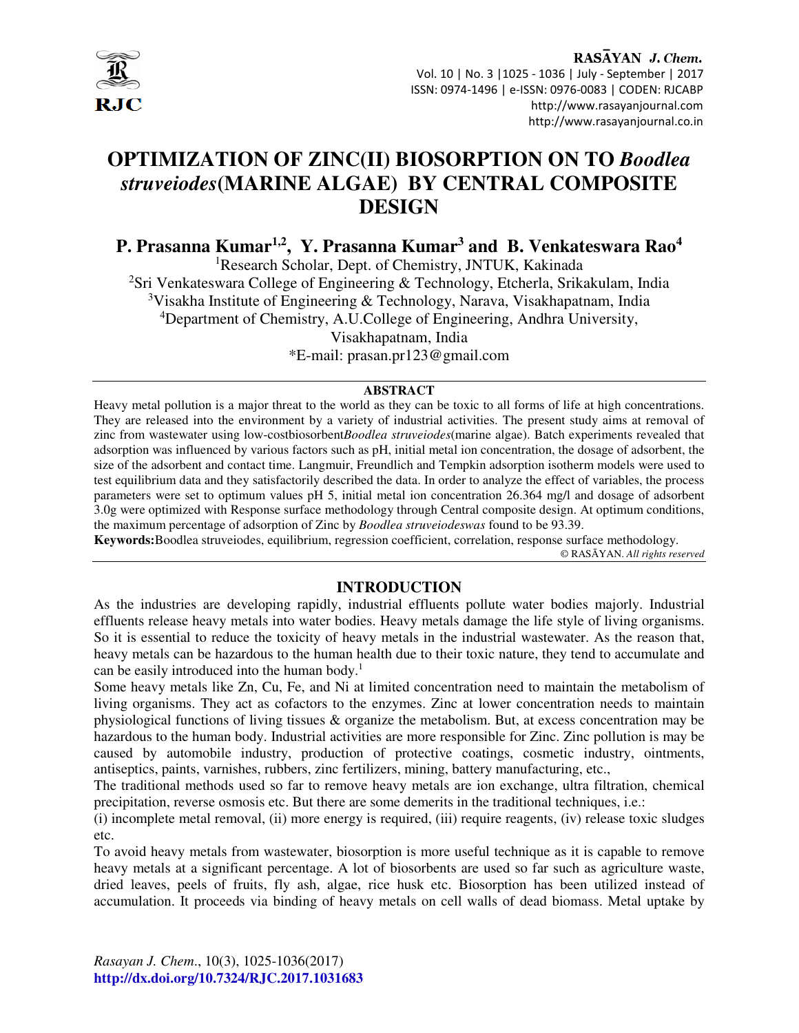# OPTIMIZATION OF ZINC(II) BIOSORPTION ON TO *Boodlea struveiodes*(MARINE ALGAE) BY CENTRAL COMPOSITE DESIGN

**P. Prasanna Kumar[1,2], Y. Prasanna Kumar[3] and B. Venkateswara Rao[4]**

[1]Research Scholar, Dept. of Chemistry, JNTUK, Kakinada

[2]Sri Venkateswara College of Engineering & Technology, Etcherla, Srikakulam, India

[3]Visakha Institute of Engineering & Technology, Narava, Visakhapatnam, India

[4]Department of Chemistry, A.U.College of Engineering, Andhra University, Visakhapatnam, India

*E-mail: prasan.pr123@gmail.com

## ABSTRACT

Heavy metal pollution is a major threat to the world as they can be toxic to all forms of life at high concentrations. They are released into the environment by a variety of industrial activities. The present study aims at removal of zinc from wastewater using low-costbiosorbent*Boodlea struveiodes*(marine algae). Batch experiments revealed that adsorption was influenced by various factors such as pH, initial metal ion concentration, the dosage of adsorbent, the size of the adsorbent and contact time. Langmuir, Freundlich and Tempkin adsorption isotherm models were used to test equilibrium data and they satisfactorily described the data. In order to analyze the effect of variables, the process parameters were set to optimum values pH 5, initial metal ion concentration 26.364 mg/l and dosage of adsorbent 3.0g were optimized with Response surface methodology through Central composite design. At optimum conditions, the maximum percentage of adsorption of Zinc by *Boodlea struveiodeswas* found to be 93.39.

**Keywords:**Boodlea struveiodes, equilibrium, regression coefficient, correlation, response surface methodology.

© RASĀYAN. *All rights reserved*

## INTRODUCTION

As the industries are developing rapidly, industrial effluents pollute water bodies majorly. Industrial effluents release heavy metals into water bodies. Heavy metals damage the life style of living organisms. So it is essential to reduce the toxicity of heavy metals in the industrial wastewater. As the reason that, heavy metals can be hazardous to the human health due to their toxic nature, they tend to accumulate and can be easily introduced into the human body.[1]

Some heavy metals like Zn, Cu, Fe, and Ni at limited concentration need to maintain the metabolism of living organisms. They act as cofactors to the enzymes. Zinc at lower concentration needs to maintain physiological functions of living tissues & organize the metabolism. But, at excess concentration may be hazardous to the human body. Industrial activities are more responsible for Zinc. Zinc pollution is may be caused by automobile industry, production of protective coatings, cosmetic industry, ointments, antiseptics, paints, varnishes, rubbers, zinc fertilizers, mining, battery manufacturing, etc.,

The traditional methods used so far to remove heavy metals are ion exchange, ultra filtration, chemical precipitation, reverse osmosis etc. But there are some demerits in the traditional techniques, i.e.:

(i) incomplete metal removal, (ii) more energy is required, (iii) require reagents, (iv) release toxic sludges etc.

To avoid heavy metals from wastewater, biosorption is more useful technique as it is capable to remove heavy metals at a significant percentage. A lot of biosorbents are used so far such as agriculture waste, dried leaves, peels of fruits, fly ash, algae, rice husk etc. Biosorption has been utilized instead of accumulation. It proceeds via binding of heavy metals on cell walls of dead biomass. Metal uptake by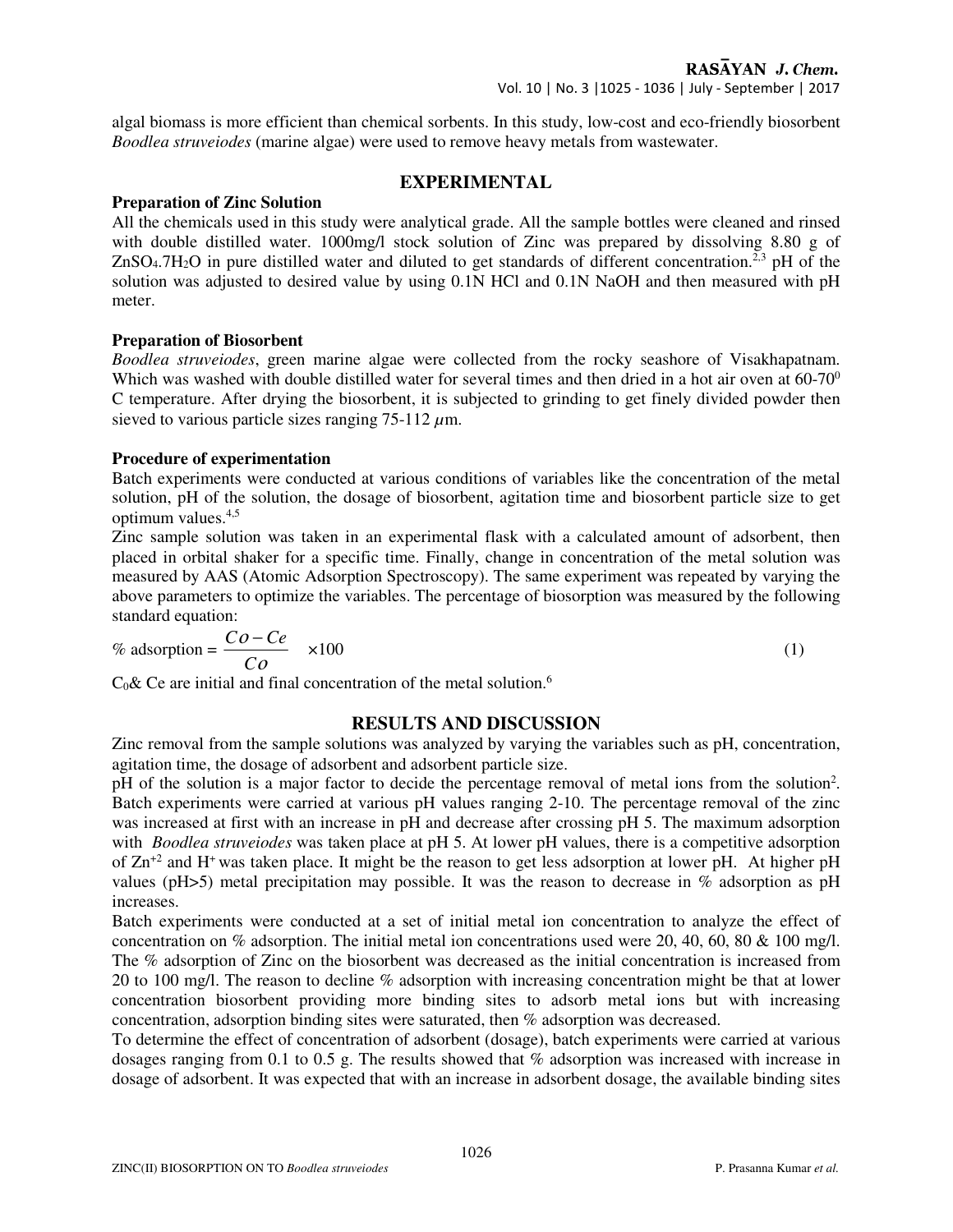algal biomass is more efficient than chemical sorbents. In this study, low-cost and eco-friendly biosorbent *Boodlea struveiodes* (marine algae) were used to remove heavy metals from wastewater.

## EXPERIMENTAL

### Preparation of Zinc Solution

All the chemicals used in this study were analytical grade. All the sample bottles were cleaned and rinsed with double distilled water. 1000mg/l stock solution of Zinc was prepared by dissolving 8.80 g of $ZnSO_4.7H_2O$ in pure distilled water and diluted to get standards of different concentration.[2,3] pH of the solution was adjusted to desired value by using 0.1N HCl and 0.1N NaOH and then measured with pH meter.

### Preparation of Biosorbent

*Boodlea struveiodes*, green marine algae were collected from the rocky seashore of Visakhapatnam. Which was washed with double distilled water for several times and then dried in a hot air oven at 60-70$^0$ C temperature. After drying the biosorbent, it is subjected to grinding to get finely divided powder then sieved to various particle sizes ranging 75-112 $\mu$m.

### Procedure of experimentation

Batch experiments were conducted at various conditions of variables like the concentration of the metal solution, pH of the solution, the dosage of biosorbent, agitation time and biosorbent particle size to get optimum values.[4,5]

Zinc sample solution was taken in an experimental flask with a calculated amount of adsorbent, then placed in orbital shaker for a specific time. Finally, change in concentration of the metal solution was measured by AAS (Atomic Adsorption Spectroscopy). The same experiment was repeated by varying the above parameters to optimize the variables. The percentage of biosorption was measured by the following standard equation:

$$\% \text{ adsorption} = \frac{Co - Ce}{Co} \times 100 \quad (1)$$

$C_0$& Ce are initial and final concentration of the metal solution.[6]

## RESULTS AND DISCUSSION

Zinc removal from the sample solutions was analyzed by varying the variables such as pH, concentration, agitation time, the dosage of adsorbent and adsorbent particle size.

pH of the solution is a major factor to decide the percentage removal of metal ions from the solution[2]. Batch experiments were carried at various pH values ranging 2-10. The percentage removal of the zinc was increased at first with an increase in pH and decrease after crossing pH 5. The maximum adsorption with *Boodlea struveiodes* was taken place at pH 5. At lower pH values, there is a competitive adsorption of $Zn^{+2}$ and $H^+$ was taken place. It might be the reason to get less adsorption at lower pH. At higher pH values (pH>5) metal precipitation may possible. It was the reason to decrease in % adsorption as pH increases.

Batch experiments were conducted at a set of initial metal ion concentration to analyze the effect of concentration on % adsorption. The initial metal ion concentrations used were 20, 40, 60, 80 & 100 mg/l. The % adsorption of Zinc on the biosorbent was decreased as the initial concentration is increased from 20 to 100 mg/l. The reason to decline % adsorption with increasing concentration might be that at lower concentration biosorbent providing more binding sites to adsorb metal ions but with increasing concentration, adsorption binding sites were saturated, then % adsorption was decreased.

To determine the effect of concentration of adsorbent (dosage), batch experiments were carried at various dosages ranging from 0.1 to 0.5 g. The results showed that % adsorption was increased with increase in dosage of adsorbent. It was expected that with an increase in adsorbent dosage, the available binding sites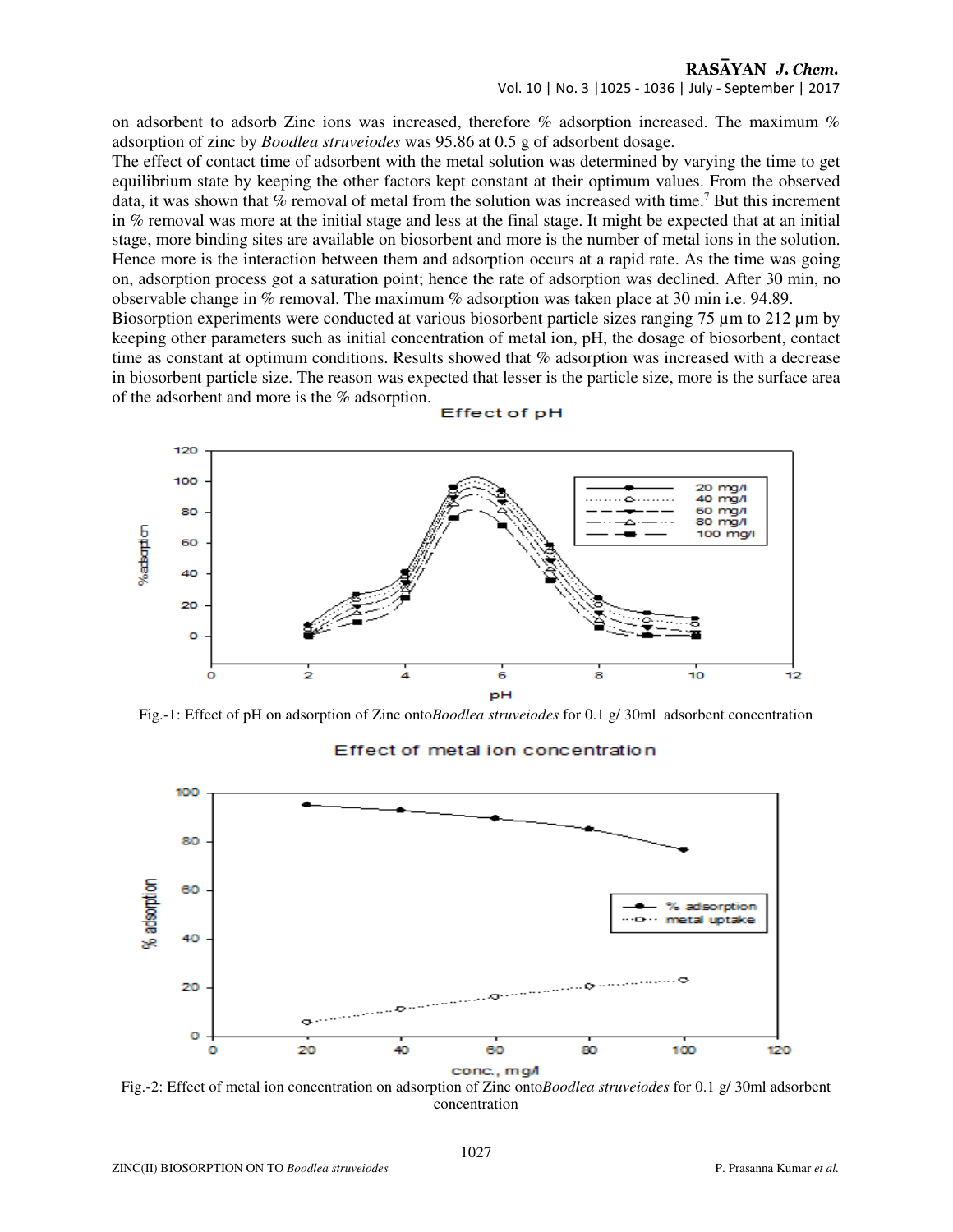on adsorbent to adsorb Zinc ions was increased, therefore % adsorption increased. The maximum % adsorption of zinc by *Boodlea struveiodes* was 95.86 at 0.5 g of adsorbent dosage.

The effect of contact time of adsorbent with the metal solution was determined by varying the time to get equilibrium state by keeping the other factors kept constant at their optimum values. From the observed data, it was shown that % removal of metal from the solution was increased with time.[7] But this increment in % removal was more at the initial stage and less at the final stage. It might be expected that at an initial stage, more binding sites are available on biosorbent and more is the number of metal ions in the solution. Hence more is the interaction between them and adsorption occurs at a rapid rate. As the time was going on, adsorption process got a saturation point; hence the rate of adsorption was declined. After 30 min, no observable change in % removal. The maximum % adsorption was taken place at 30 min i.e. 94.89.

Biosorption experiments were conducted at various biosorbent particle sizes ranging 75 µm to 212 µm by keeping other parameters such as initial concentration of metal ion, pH, the dosage of biosorbent, contact time as constant at optimum conditions. Results showed that % adsorption was increased with a decrease in biosorbent particle size. The reason was expected that lesser is the particle size, more is the surface area of the adsorbent and more is the % adsorption.

Fig.-1: Effect of pH on adsorption of Zinc onto*Boodlea struveiodes* for 0.1 g/ 30ml adsorbent concentration

Fig.-2: Effect of metal ion concentration on adsorption of Zinc onto*Boodlea struveiodes* for 0.1 g/ 30ml adsorbent concentration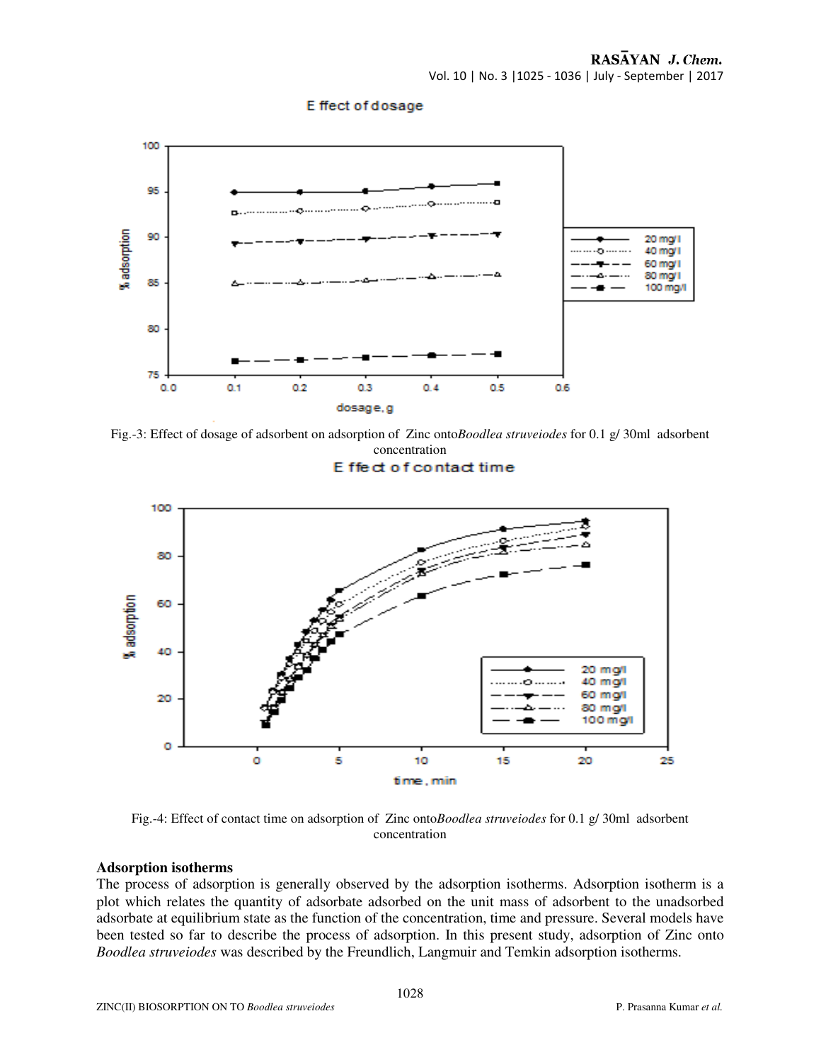Fig.-3: Effect of dosage of adsorbent on adsorption of Zinc onto *Boodlea struveiodes* for 0.1 g/ 30ml adsorbent concentration

Fig.-4: Effect of contact time on adsorption of Zinc onto *Boodlea struveiodes* for 0.1 g/ 30ml adsorbent concentration

## Adsorption isotherms

The process of adsorption is generally observed by the adsorption isotherms. Adsorption isotherm is a plot which relates the quantity of adsorbate adsorbed on the unit mass of adsorbent to the unadsorbed adsorbate at equilibrium state as the function of the concentration, time and pressure. Several models have been tested so far to describe the process of adsorption. In this present study, adsorption of Zinc onto *Boodlea struveiodes* was described by the Freundlich, Langmuir and Temkin adsorption isotherms.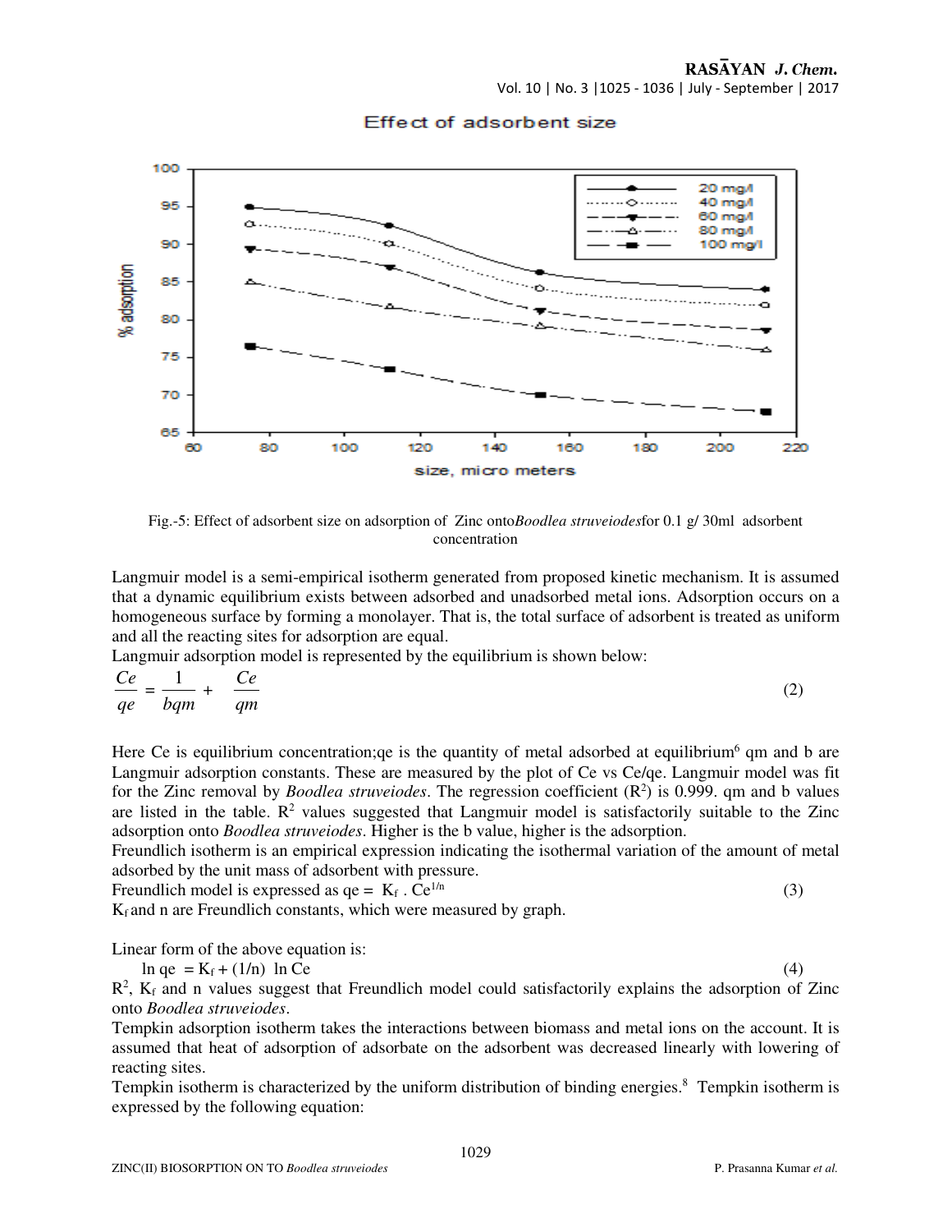Fig.-5: Effect of adsorbent size on adsorption of Zinc onto*Boodlea struveiodes*for 0.1 g/ 30ml adsorbent concentration

Langmuir model is a semi-empirical isotherm generated from proposed kinetic mechanism. It is assumed that a dynamic equilibrium exists between adsorbed and unadsorbed metal ions. Adsorption occurs on a homogeneous surface by forming a monolayer. That is, the total surface of adsorbent is treated as uniform and all the reacting sites for adsorption are equal.

Langmuir adsorption model is represented by the equilibrium is shown below:

$$\frac{Ce}{qe} = \frac{1}{bqm} + \frac{Ce}{qm} \quad (2)$$

Here Ce is equilibrium concentration;qe is the quantity of metal adsorbed at equilibrium[6] qm and b are Langmuir adsorption constants. These are measured by the plot of Ce vs Ce/qe. Langmuir model was fit for the Zinc removal by *Boodlea struveiodes*. The regression coefficient ($R^2$) is 0.999. qm and b values are listed in the table. $R^2$ values suggested that Langmuir model is satisfactorily suitable to the Zinc adsorption onto *Boodlea struveiodes*. Higher is the b value, higher is the adsorption.

Freundlich isotherm is an empirical expression indicating the isothermal variation of the amount of metal adsorbed by the unit mass of adsorbent with pressure.

Freundlich model is expressed as $qe = K_f \cdot Ce^{1/n}$ (3)

$K_f$ and n are Freundlich constants, which were measured by graph.

Linear form of the above equation is:

$$\ln qe = K_f + (1/n) \ln Ce \quad (4)$$

$R^2$, $K_f$ and n values suggest that Freundlich model could satisfactorily explains the adsorption of Zinc onto *Boodlea struveiodes*.

Tempkin adsorption isotherm takes the interactions between biomass and metal ions on the account. It is assumed that heat of adsorption of adsorbate on the adsorbent was decreased linearly with lowering of reacting sites.

Tempkin isotherm is characterized by the uniform distribution of binding energies.[8] Tempkin isotherm is expressed by the following equation: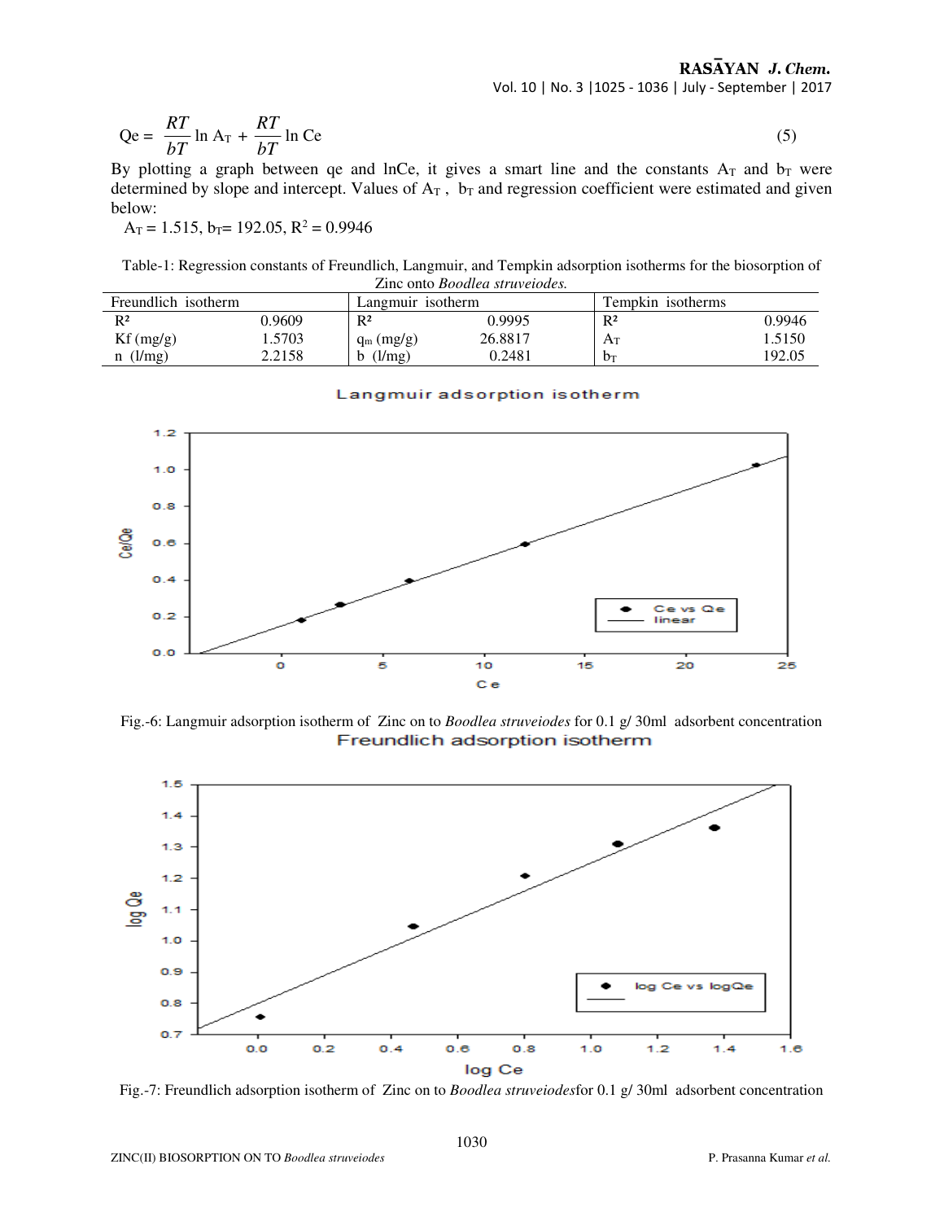$$Qe = \frac{RT}{bT}\ln A_T + \frac{RT}{bT}\ln Ce \tag{5}$$

By plotting a graph between qe and lnCe, it gives a smart line and the constants $A_T$ and $b_T$ were determined by slope and intercept. Values of $A_T$ , $b_T$ and regression coefficient were estimated and given below:

$A_T = 1.515$, $b_T = 192.05$, $R^2 = 0.9946$

Table-1: Regression constants of Freundlich, Langmuir, and Tempkin adsorption isotherms for the biosorption of Zinc onto *Boodlea struveiodes.*

| Freundlich isotherm | | Langmuir isotherm | | Tempkin isotherms | |
|---|---|---|---|---|---|
| $R^2$ | 0.9609 | $R^2$ | 0.9995 | $R^2$ | 0.9946 |
| Kf (mg/g) | 1.5703 | $q_m$ (mg/g) | 26.8817 | $A_T$ | 1.5150 |
| n (l/mg) | 2.2158 | b (l/mg) | 0.2481 | $b_T$ | 192.05 |

Fig.-6: Langmuir adsorption isotherm of Zinc on to *Boodlea struveiodes* for 0.1 g/ 30ml adsorbent concentration

Fig.-7: Freundlich adsorption isotherm of Zinc on to *Boodlea struveiodes*for 0.1 g/ 30ml adsorbent concentration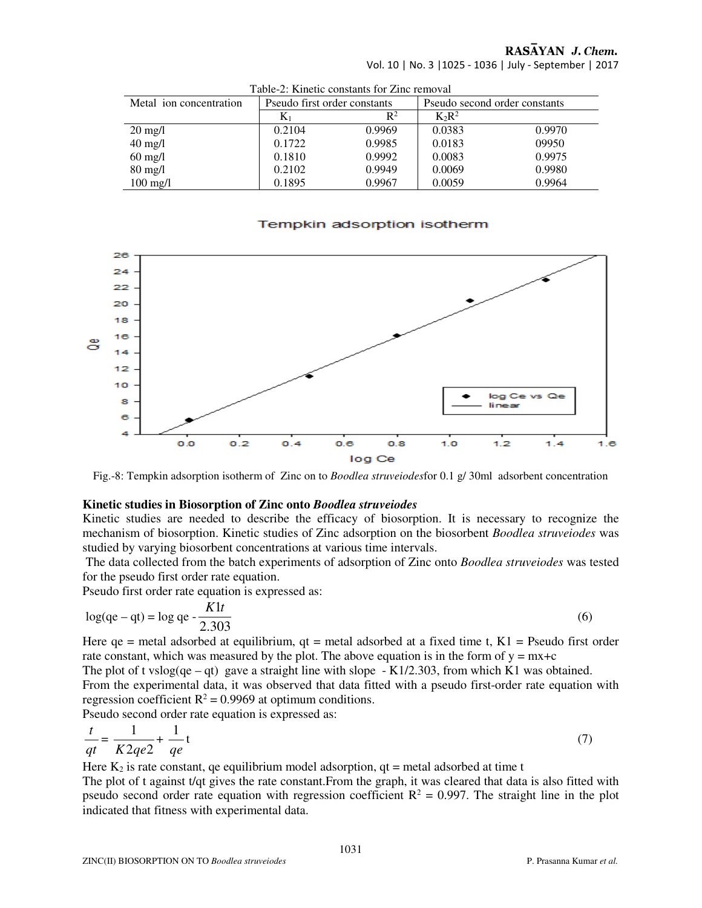Table-2: Kinetic constants for Zinc removal

| Metal ion concentration | Pseudo first order constants | | Pseudo second order constants | |
|---|---|---|---|---|
| | $K_1$ | $R^2$ | $K_2R^2$ | |
| 20 mg/l | 0.2104 | 0.9969 | 0.0383 | 0.9970 |
| 40 mg/l | 0.1722 | 0.9985 | 0.0183 | 09950 |
| 60 mg/l | 0.1810 | 0.9992 | 0.0083 | 0.9975 |
| 80 mg/l | 0.2102 | 0.9949 | 0.0069 | 0.9980 |
| 100 mg/l | 0.1895 | 0.9967 | 0.0059 | 0.9964 |

Fig.-8: Tempkin adsorption isotherm of Zinc on to *Boodlea struveiodes*for 0.1 g/ 30ml adsorbent concentration

**Kinetic studies in Biosorption of Zinc onto *Boodlea struveiodes***

Kinetic studies are needed to describe the efficacy of biosorption. It is necessary to recognize the mechanism of biosorption. Kinetic studies of Zinc adsorption on the biosorbent *Boodlea struveiodes* was studied by varying biosorbent concentrations at various time intervals.

The data collected from the batch experiments of adsorption of Zinc onto *Boodlea struveiodes* was tested for the pseudo first order rate equation.

Pseudo first order rate equation is expressed as:

$$\log(qe - qt) = \log qe - \frac{K1t}{2.303} \tag{6}$$

Here qe = metal adsorbed at equilibrium, qt = metal adsorbed at a fixed time t, K1 = Pseudo first order rate constant, which was measured by the plot. The above equation is in the form of y = mx+c

The plot of t vslog(qe – qt) gave a straight line with slope - K1/2.303, from which K1 was obtained.

From the experimental data, it was observed that data fitted with a pseudo first-order rate equation with regression coefficient $R^2 = 0.9969$ at optimum conditions.

Pseudo second order rate equation is expressed as:

$$\frac{t}{qt} = \frac{1}{K2qe2} + \frac{1}{qe}t \tag{7}$$

Here $K_2$ is rate constant, qe equilibrium model adsorption, qt = metal adsorbed at time t

The plot of t against t/qt gives the rate constant.From the graph, it was cleared that data is also fitted with pseudo second order rate equation with regression coefficient $R^2 = 0.997$. The straight line in the plot indicated that fitness with experimental data.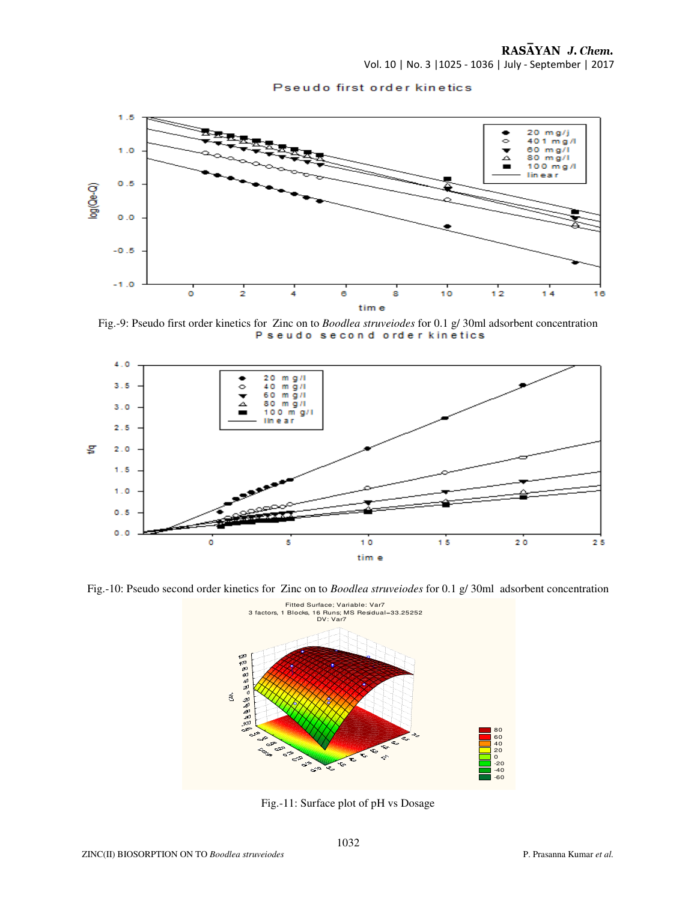Fig.-9: Pseudo first order kinetics for Zinc on to *Boodlea struveiodes* for 0.1 g/ 30ml adsorbent concentration

Fig.-10: Pseudo second order kinetics for Zinc on to *Boodlea struveiodes* for 0.1 g/ 30ml adsorbent concentration

Fig.-11: Surface plot of pH vs Dosage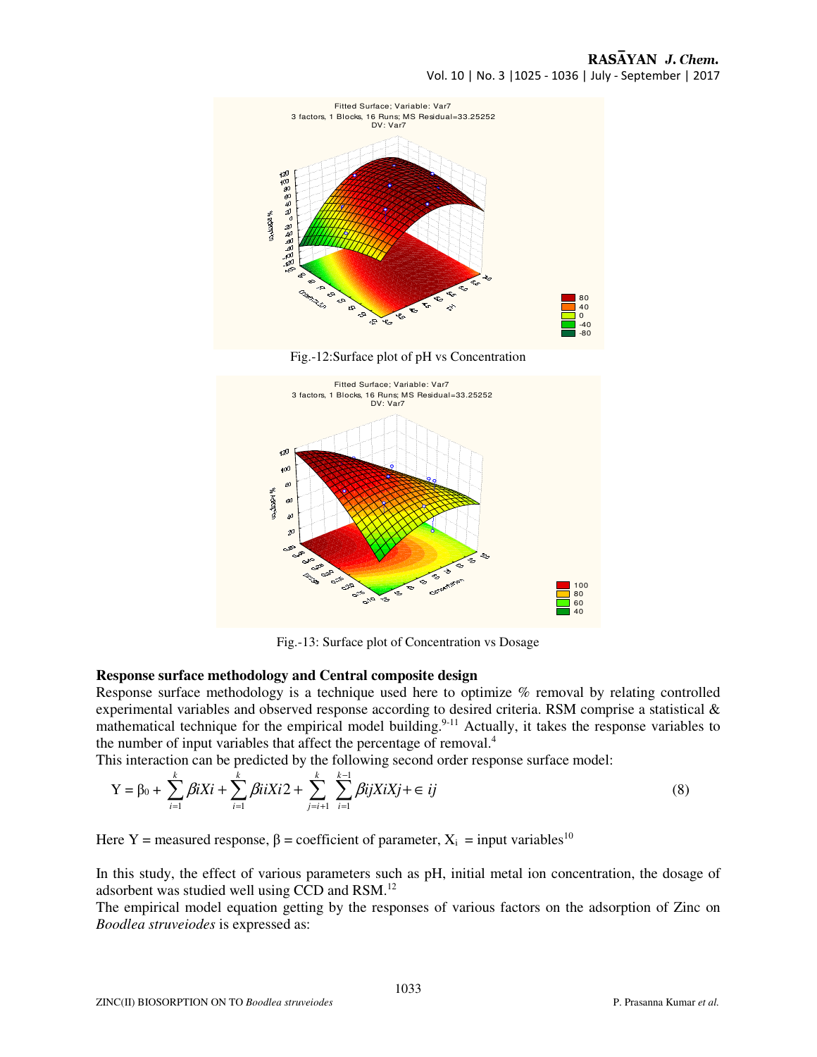Fig.-12:Surface plot of pH vs Concentration

Fig.-13: Surface plot of Concentration vs Dosage

**Response surface methodology and Central composite design**

Response surface methodology is a technique used here to optimize % removal by relating controlled experimental variables and observed response according to desired criteria. RSM comprise a statistical & mathematical technique for the empirical model building.[9-11] Actually, it takes the response variables to the number of input variables that affect the percentage of removal.[4]

This interaction can be predicted by the following second order response surface model:

$$Y = \beta_0 + \sum_{i=1}^{k} \beta i X i + \sum_{i=1}^{k} \beta ii X i 2 + \sum_{j=i+1}^{k} \sum_{i=1}^{k-1} \beta ij X i X j + \in ij \qquad (8)$$

Here Y = measured response, β = coefficient of parameter, $X_i$ = input variables[10]

In this study, the effect of various parameters such as pH, initial metal ion concentration, the dosage of adsorbent was studied well using CCD and RSM.[12]

The empirical model equation getting by the responses of various factors on the adsorption of Zinc on *Boodlea struveiodes* is expressed as: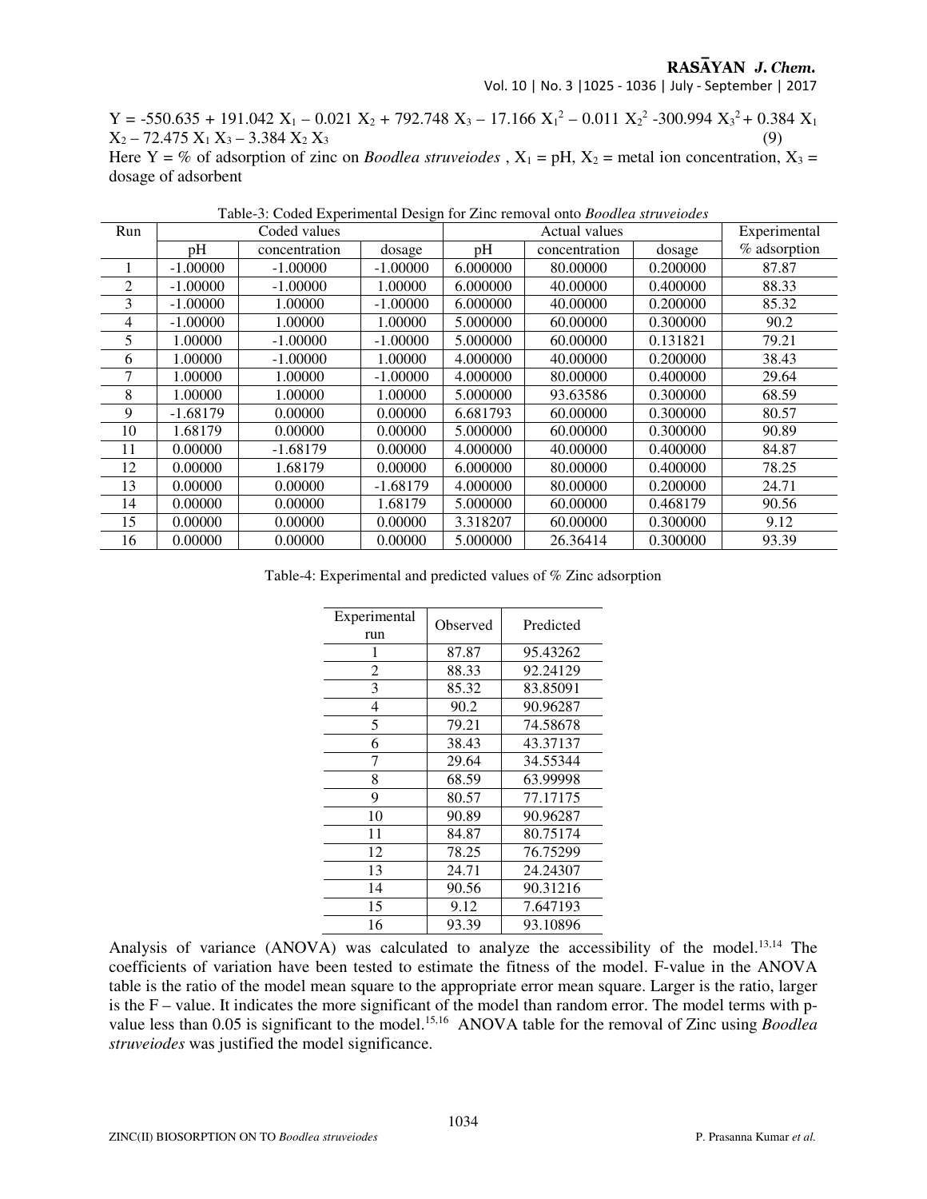$$Y = -550.635 + 191.042 X_1 - 0.021 X_2 + 792.748 X_3 - 17.166 X_1^2 - 0.011 X_2^2 - 300.994 X_3^2 + 0.384 X_1 X_2 - 72.475 X_1 X_3 - 3.384 X_2 X_3 \quad (9)$$

Here Y = % of adsorption of zinc on *Boodlea struveiodes* , $X_1$ = pH, $X_2$ = metal ion concentration, $X_3$ = dosage of adsorbent

Table-3: Coded Experimental Design for Zinc removal onto *Boodlea struveiodes*

| Run | Coded values | | | Actual values | | | Experimental |
|---|---|---|---|---|---|---|---|
| | pH | concentration | dosage | pH | concentration | dosage | % adsorption |
| 1 | -1.00000 | -1.00000 | -1.00000 | 6.000000 | 80.00000 | 0.200000 | 87.87 |
| 2 | -1.00000 | -1.00000 | 1.00000 | 6.000000 | 40.00000 | 0.400000 | 88.33 |
| 3 | -1.00000 | 1.00000 | -1.00000 | 6.000000 | 40.00000 | 0.200000 | 85.32 |
| 4 | -1.00000 | 1.00000 | 1.00000 | 5.000000 | 60.00000 | 0.300000 | 90.2 |
| 5 | 1.00000 | -1.00000 | -1.00000 | 5.000000 | 60.00000 | 0.131821 | 79.21 |
| 6 | 1.00000 | -1.00000 | 1.00000 | 4.000000 | 40.00000 | 0.200000 | 38.43 |
| 7 | 1.00000 | 1.00000 | -1.00000 | 4.000000 | 80.00000 | 0.400000 | 29.64 |
| 8 | 1.00000 | 1.00000 | 1.00000 | 5.000000 | 93.63586 | 0.300000 | 68.59 |
| 9 | -1.68179 | 0.00000 | 0.00000 | 6.681793 | 60.00000 | 0.300000 | 80.57 |
| 10 | 1.68179 | 0.00000 | 0.00000 | 5.000000 | 60.00000 | 0.300000 | 90.89 |
| 11 | 0.00000 | -1.68179 | 0.00000 | 4.000000 | 40.00000 | 0.400000 | 84.87 |
| 12 | 0.00000 | 1.68179 | 0.00000 | 6.000000 | 80.00000 | 0.400000 | 78.25 |
| 13 | 0.00000 | 0.00000 | -1.68179 | 4.000000 | 80.00000 | 0.200000 | 24.71 |
| 14 | 0.00000 | 0.00000 | 1.68179 | 5.000000 | 60.00000 | 0.468179 | 90.56 |
| 15 | 0.00000 | 0.00000 | 0.00000 | 3.318207 | 60.00000 | 0.300000 | 9.12 |
| 16 | 0.00000 | 0.00000 | 0.00000 | 5.000000 | 26.36414 | 0.300000 | 93.39 |

Table-4: Experimental and predicted values of % Zinc adsorption

| Experimental run | Observed | Predicted |
|---|---|---|
| 1 | 87.87 | 95.43262 |
| 2 | 88.33 | 92.24129 |
| 3 | 85.32 | 83.85091 |
| 4 | 90.2 | 90.96287 |
| 5 | 79.21 | 74.58678 |
| 6 | 38.43 | 43.37137 |
| 7 | 29.64 | 34.55344 |
| 8 | 68.59 | 63.99998 |
| 9 | 80.57 | 77.17175 |
| 10 | 90.89 | 90.96287 |
| 11 | 84.87 | 80.75174 |
| 12 | 78.25 | 76.75299 |
| 13 | 24.71 | 24.24307 |
| 14 | 90.56 | 90.31216 |
| 15 | 9.12 | 7.647193 |
| 16 | 93.39 | 93.10896 |

Analysis of variance (ANOVA) was calculated to analyze the accessibility of the model.[13,14] The coefficients of variation have been tested to estimate the fitness of the model. F-value in the ANOVA table is the ratio of the model mean square to the appropriate error mean square. Larger is the ratio, larger is the F – value. It indicates the more significant of the model than random error. The model terms with p-value less than 0.05 is significant to the model.[15,16] ANOVA table for the removal of Zinc using *Boodlea struveiodes* was justified the model significance.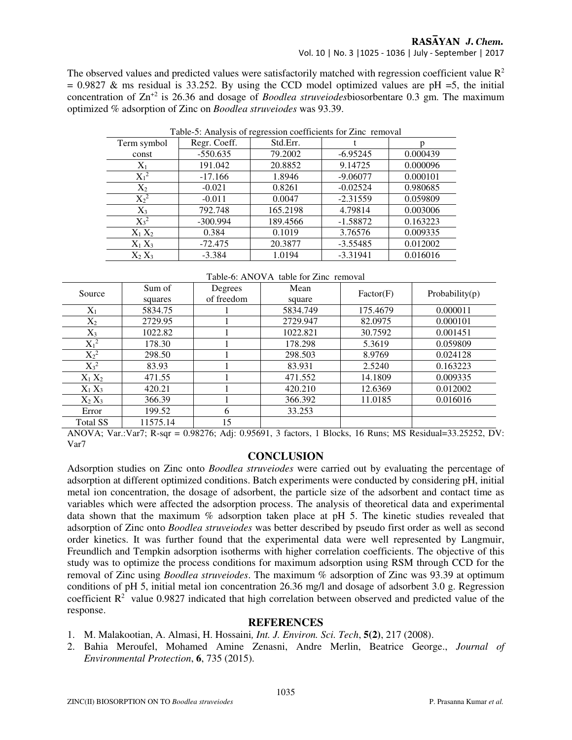The observed values and predicted values were satisfactorily matched with regression coefficient value $R^2$ = 0.9827 & ms residual is 33.252. By using the CCD model optimized values are pH =5, the initial concentration of $Zn^{+2}$ is 26.36 and dosage of *Boodlea struveiodes*biosorbentare 0.3 gm. The maximum optimized % adsorption of Zinc on *Boodlea struveiodes* was 93.39.

Table-5: Analysis of regression coefficients for Zinc removal

| Term symbol | Regr. Coeff. | Std.Err. | t | p |
|---|---|---|---|---|
| const | -550.635 | 79.2002 | -6.95245 | 0.000439 |
| $X_1$ | 191.042 | 20.8852 | 9.14725 | 0.000096 |
| $X_1^2$ | -17.166 | 1.8946 | -9.06077 | 0.000101 |
| $X_2$ | -0.021 | 0.8261 | -0.02524 | 0.980685 |
| $X_2^2$ | -0.011 | 0.0047 | -2.31559 | 0.059809 |
| $X_3$ | 792.748 | 165.2198 | 4.79814 | 0.003006 |
| $X_3^2$ | -300.994 | 189.4566 | -1.58872 | 0.163223 |
| $X_1 X_2$ | 0.384 | 0.1019 | 3.76576 | 0.009335 |
| $X_1 X_3$ | -72.475 | 20.3877 | -3.55485 | 0.012002 |
| $X_2 X_3$ | -3.384 | 1.0194 | -3.31941 | 0.016016 |

Table-6: ANOVA table for Zinc removal

| Source | Sum of squares | Degrees of freedom | Mean square | Factor(F) | Probability(p) |
|---|---|---|---|---|---|
| $X_1$ | 5834.75 | 1 | 5834.749 | 175.4679 | 0.000011 |
| $X_2$ | 2729.95 | 1 | 2729.947 | 82.0975 | 0.000101 |
| $X_3$ | 1022.82 | 1 | 1022.821 | 30.7592 | 0.001451 |
| $X_1^2$ | 178.30 | 1 | 178.298 | 5.3619 | 0.059809 |
| $X_2^2$ | 298.50 | 1 | 298.503 | 8.9769 | 0.024128 |
| $X_3^2$ | 83.93 | 1 | 83.931 | 2.5240 | 0.163223 |
| $X_1 X_2$ | 471.55 | 1 | 471.552 | 14.1809 | 0.009335 |
| $X_1 X_3$ | 420.21 | 1 | 420.210 | 12.6369 | 0.012002 |
| $X_2 X_3$ | 366.39 | 1 | 366.392 | 11.0185 | 0.016016 |
| Error | 199.52 | 6 | 33.253 | | |
| Total SS | 11575.14 | 15 | | | |

ANOVA; Var.:Var7; R-sqr = 0.98276; Adj: 0.95691, 3 factors, 1 Blocks, 16 Runs; MS Residual=33.25252, DV: Var7

## CONCLUSION

Adsorption studies on Zinc onto *Boodlea struveiodes* were carried out by evaluating the percentage of adsorption at different optimized conditions. Batch experiments were conducted by considering pH, initial metal ion concentration, the dosage of adsorbent, the particle size of the adsorbent and contact time as variables which were affected the adsorption process. The analysis of theoretical data and experimental data shown that the maximum % adsorption taken place at pH 5. The kinetic studies revealed that adsorption of Zinc onto *Boodlea struveiodes* was better described by pseudo first order as well as second order kinetics. It was further found that the experimental data were well represented by Langmuir, Freundlich and Tempkin adsorption isotherms with higher correlation coefficients. The objective of this study was to optimize the process conditions for maximum adsorption using RSM through CCD for the removal of Zinc using *Boodlea struveiodes*. The maximum % adsorption of Zinc was 93.39 at optimum conditions of pH 5, initial metal ion concentration 26.36 mg/l and dosage of adsorbent 3.0 g. Regression coefficient $R^2$ value 0.9827 indicated that high correlation between observed and predicted value of the response.

## REFERENCES

1. M. Malakootian, A. Almasi, H. Hossaini*, Int. J. Environ. Sci. Tech*, **5(2)**, 217 (2008).
2. Bahia Meroufel, Mohamed Amine Zenasni, Andre Merlin, Beatrice George., *Journal of Environmental Protection*, **6**, 735 (2015).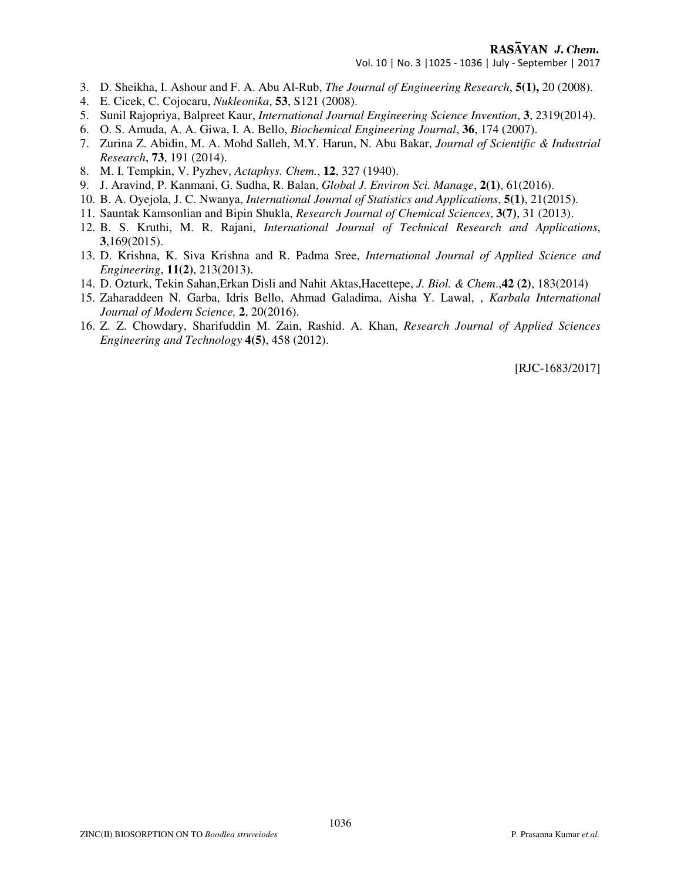3. D. Sheikha, I. Ashour and F. A. Abu Al-Rub, *The Journal of Engineering Research*, **5(1),** 20 (2008).
4. E. Cicek, C. Cojocaru, *Nukleonika*, **53**, S121 (2008).
5. Sunil Rajopriya, Balpreet Kaur, *International Journal Engineering Science Invention*, **3**, 2319(2014).
6. O. S. Amuda, A. A. Giwa, I. A. Bello, *Biochemical Engineering Journal*, **36**, 174 (2007).
7. Zurina Z. Abidin, M. A. Mohd Salleh, M.Y. Harun, N. Abu Bakar, *Journal of Scientific & Industrial Research*, **73**, 191 (2014).
8. M. I. Tempkin, V. Pyzhev, *Actaphys. Chem.*, **12**, 327 (1940).
9. J. Aravind, P. Kanmani, G. Sudha, R. Balan, *Global J. Environ Sci. Manage*, **2(1)**, 61(2016).
10. B. A. Oyejola, J. C. Nwanya, *International Journal of Statistics and Applications*, **5(1)**, 21(2015).
11. Sauntak Kamsonlian and Bipin Shukla, *Research Journal of Chemical Sciences*, **3(7)**, 31 (2013).
12. B. S. Kruthi, M. R. Rajani, *International Journal of Technical Research and Applications*, **3**,169(2015).
13. D. Krishna, K. Siva Krishna and R. Padma Sree, *International Journal of Applied Science and Engineering*, **11(2)**, 213(2013).
14. D. Ozturk, Tekin Sahan,Erkan Disli and Nahit Aktas,Hacettepe, *J. Biol. & Chem*.,**42 (2)**, 183(2014)
15. Zaharaddeen N. Garba, Idris Bello, Ahmad Galadima, Aisha Y. Lawal, , *Karbala International Journal of Modern Science,* **2**, 20(2016).
16. Z. Z. Chowdary, Sharifuddin M. Zain, Rashid. A. Khan, *Research Journal of Applied Sciences Engineering and Technology* **4(5)**, 458 (2012).

[RJC-1683/2017]